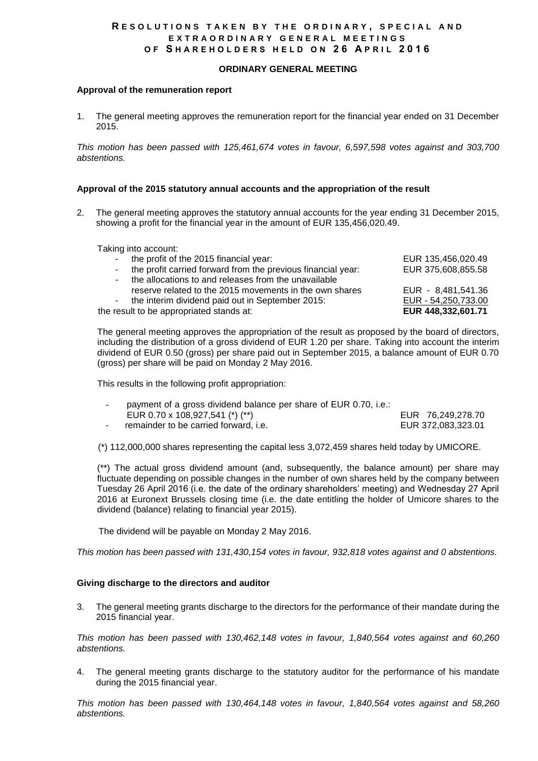# RESOLUTIONS TAKEN BY THE ORDINARY, SPECIAL AND EXTRAORDINARY GENERAL MEETINGS OF SHAREHOLDERS HELD ON 26 APRIL 2016

## ORDINARY GENERAL MEETING

### Approval of the remuneration report

1. The general meeting approves the remuneration report for the financial year ended on 31 December 2015.

*This motion has been passed with 125,461,674 votes in favour, 6,597,598 votes against and 303,700 abstentions.*

### Approval of the 2015 statutory annual accounts and the appropriation of the result

2. The general meeting approves the statutory annual accounts for the year ending 31 December 2015, showing a profit for the financial year in the amount of EUR 135,456,020.49.

Taking into account:

| | |
|---|---|
| - the profit of the 2015 financial year: | EUR 135,456,020.49 |
| - the profit carried forward from the previous financial year: | EUR 375,608,855.58 |
| - the allocations to and releases from the unavailable reserve related to the 2015 movements in the own shares | EUR - 8,481,541.36 |
| - the interim dividend paid out in September 2015: | EUR - 54,250,733.00 |
| the result to be appropriated stands at: | **EUR 448,332,601.71** |

The general meeting approves the appropriation of the result as proposed by the board of directors, including the distribution of a gross dividend of EUR 1.20 per share. Taking into account the interim dividend of EUR 0.50 (gross) per share paid out in September 2015, a balance amount of EUR 0.70 (gross) per share will be paid on Monday 2 May 2016.

This results in the following profit appropriation:

| | |
|---|---|
| - payment of a gross dividend balance per share of EUR 0.70, i.e.: EUR 0.70 x 108,927,541 (*) (**) | EUR 76,249,278.70 |
| - remainder to be carried forward, i.e. | EUR 372,083,323.01 |

(*) 112,000,000 shares representing the capital less 3,072,459 shares held today by UMICORE.

(**) The actual gross dividend amount (and, subsequently, the balance amount) per share may fluctuate depending on possible changes in the number of own shares held by the company between Tuesday 26 April 2016 (i.e. the date of the ordinary shareholders' meeting) and Wednesday 27 April 2016 at Euronext Brussels closing time (i.e. the date entitling the holder of Umicore shares to the dividend (balance) relating to financial year 2015).

The dividend will be payable on Monday 2 May 2016.

*This motion has been passed with 131,430,154 votes in favour, 932,818 votes against and 0 abstentions.*

### Giving discharge to the directors and auditor

3. The general meeting grants discharge to the directors for the performance of their mandate during the 2015 financial year.

*This motion has been passed with 130,462,148 votes in favour, 1,840,564 votes against and 60,260 abstentions.*

4. The general meeting grants discharge to the statutory auditor for the performance of his mandate during the 2015 financial year.

*This motion has been passed with 130,464,148 votes in favour, 1,840,564 votes against and 58,260 abstentions.*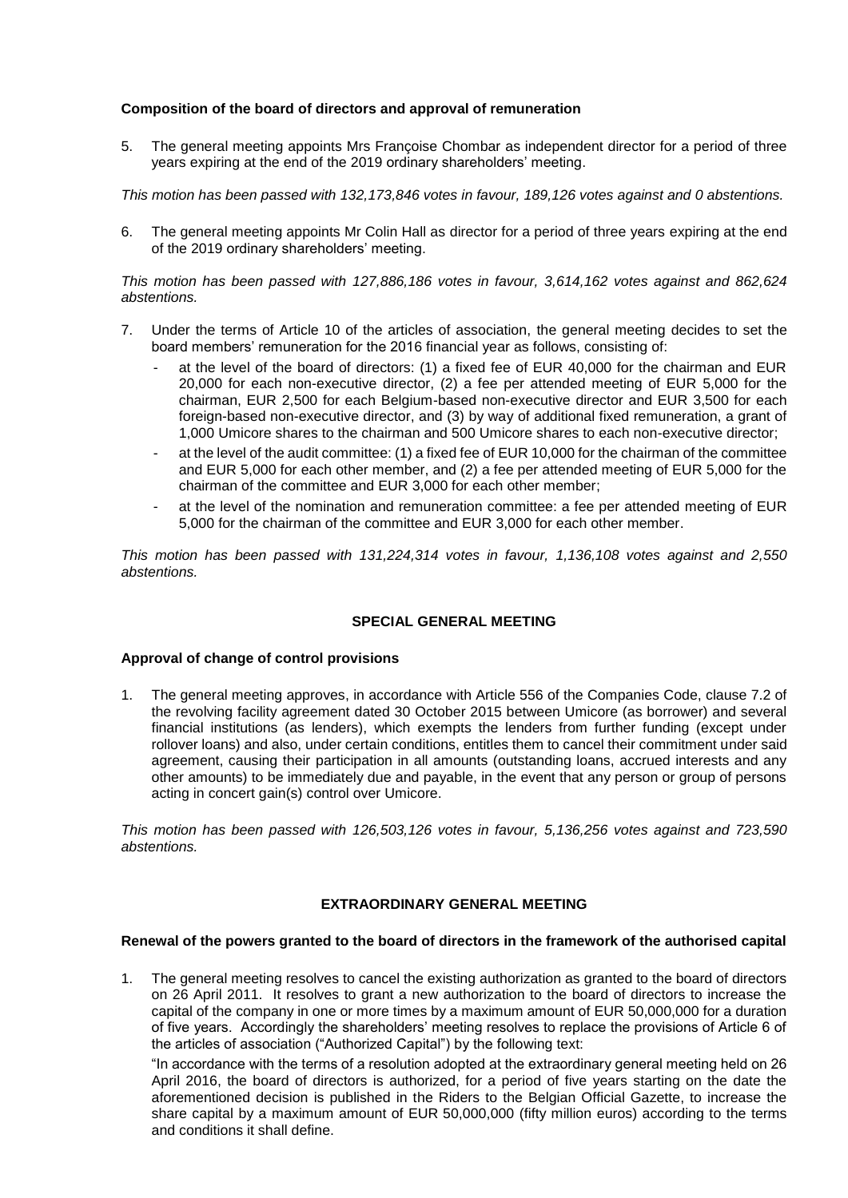**Composition of the board of directors and approval of remuneration**

5. The general meeting appoints Mrs Françoise Chombar as independent director for a period of three years expiring at the end of the 2019 ordinary shareholders' meeting.

*This motion has been passed with 132,173,846 votes in favour, 189,126 votes against and 0 abstentions.*

6. The general meeting appoints Mr Colin Hall as director for a period of three years expiring at the end of the 2019 ordinary shareholders' meeting.

*This motion has been passed with 127,886,186 votes in favour, 3,614,162 votes against and 862,624 abstentions.*

7. Under the terms of Article 10 of the articles of association, the general meeting decides to set the board members' remuneration for the 2016 financial year as follows, consisting of:
   - at the level of the board of directors: (1) a fixed fee of EUR 40,000 for the chairman and EUR 20,000 for each non-executive director, (2) a fee per attended meeting of EUR 5,000 for the chairman, EUR 2,500 for each Belgium-based non-executive director and EUR 3,500 for each foreign-based non-executive director, and (3) by way of additional fixed remuneration, a grant of 1,000 Umicore shares to the chairman and 500 Umicore shares to each non-executive director;
   - at the level of the audit committee: (1) a fixed fee of EUR 10,000 for the chairman of the committee and EUR 5,000 for each other member, and (2) a fee per attended meeting of EUR 5,000 for the chairman of the committee and EUR 3,000 for each other member;
   - at the level of the nomination and remuneration committee: a fee per attended meeting of EUR 5,000 for the chairman of the committee and EUR 3,000 for each other member.

*This motion has been passed with 131,224,314 votes in favour, 1,136,108 votes against and 2,550 abstentions.*

## SPECIAL GENERAL MEETING

**Approval of change of control provisions**

1. The general meeting approves, in accordance with Article 556 of the Companies Code, clause 7.2 of the revolving facility agreement dated 30 October 2015 between Umicore (as borrower) and several financial institutions (as lenders), which exempts the lenders from further funding (except under rollover loans) and also, under certain conditions, entitles them to cancel their commitment under said agreement, causing their participation in all amounts (outstanding loans, accrued interests and any other amounts) to be immediately due and payable, in the event that any person or group of persons acting in concert gain(s) control over Umicore.

*This motion has been passed with 126,503,126 votes in favour, 5,136,256 votes against and 723,590 abstentions.*

## EXTRAORDINARY GENERAL MEETING

**Renewal of the powers granted to the board of directors in the framework of the authorised capital**

1. The general meeting resolves to cancel the existing authorization as granted to the board of directors on 26 April 2011. It resolves to grant a new authorization to the board of directors to increase the capital of the company in one or more times by a maximum amount of EUR 50,000,000 for a duration of five years. Accordingly the shareholders' meeting resolves to replace the provisions of Article 6 of the articles of association ("Authorized Capital") by the following text:

   "In accordance with the terms of a resolution adopted at the extraordinary general meeting held on 26 April 2016, the board of directors is authorized, for a period of five years starting on the date the aforementioned decision is published in the Riders to the Belgian Official Gazette, to increase the share capital by a maximum amount of EUR 50,000,000 (fifty million euros) according to the terms and conditions it shall define.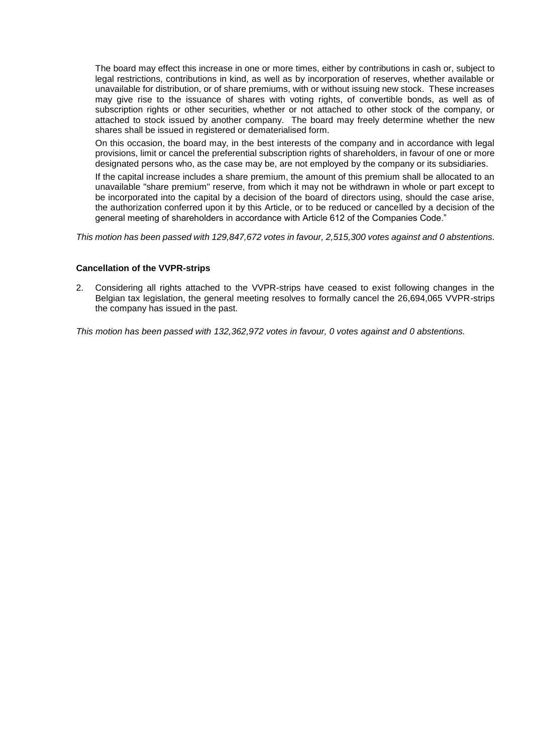The board may effect this increase in one or more times, either by contributions in cash or, subject to legal restrictions, contributions in kind, as well as by incorporation of reserves, whether available or unavailable for distribution, or of share premiums, with or without issuing new stock. These increases may give rise to the issuance of shares with voting rights, of convertible bonds, as well as of subscription rights or other securities, whether or not attached to other stock of the company, or attached to stock issued by another company. The board may freely determine whether the new shares shall be issued in registered or dematerialised form.

On this occasion, the board may, in the best interests of the company and in accordance with legal provisions, limit or cancel the preferential subscription rights of shareholders, in favour of one or more designated persons who, as the case may be, are not employed by the company or its subsidiaries.

If the capital increase includes a share premium, the amount of this premium shall be allocated to an unavailable "share premium" reserve, from which it may not be withdrawn in whole or part except to be incorporated into the capital by a decision of the board of directors using, should the case arise, the authorization conferred upon it by this Article, or to be reduced or cancelled by a decision of the general meeting of shareholders in accordance with Article 612 of the Companies Code."

*This motion has been passed with 129,847,672 votes in favour, 2,515,300 votes against and 0 abstentions.*

**Cancellation of the VVPR-strips**

2. Considering all rights attached to the VVPR-strips have ceased to exist following changes in the Belgian tax legislation, the general meeting resolves to formally cancel the 26,694,065 VVPR-strips the company has issued in the past.

*This motion has been passed with 132,362,972 votes in favour, 0 votes against and 0 abstentions.*